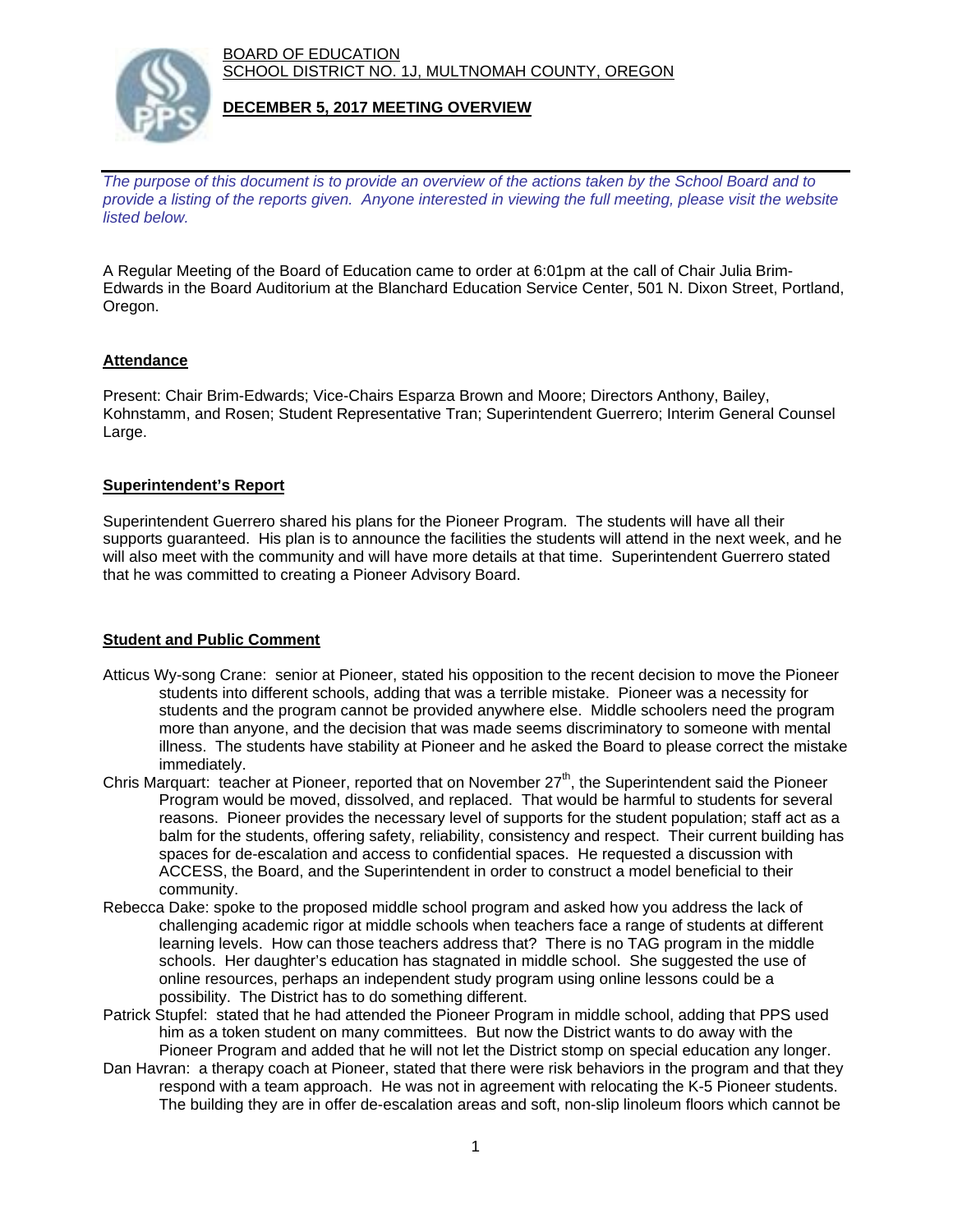BOARD OF EDUCATION
SCHOOL DISTRICT NO. 1J, MULTNOMAH COUNTY, OREGON

**DECEMBER 5, 2017 MEETING OVERVIEW**

*The purpose of this document is to provide an overview of the actions taken by the School Board and to provide a listing of the reports given. Anyone interested in viewing the full meeting, please visit the website listed below.*

A Regular Meeting of the Board of Education came to order at 6:01pm at the call of Chair Julia Brim-Edwards in the Board Auditorium at the Blanchard Education Service Center, 501 N. Dixon Street, Portland, Oregon.

## Attendance

Present: Chair Brim-Edwards; Vice-Chairs Esparza Brown and Moore; Directors Anthony, Bailey, Kohnstamm, and Rosen; Student Representative Tran; Superintendent Guerrero; Interim General Counsel Large.

## Superintendent's Report

Superintendent Guerrero shared his plans for the Pioneer Program. The students will have all their supports guaranteed. His plan is to announce the facilities the students will attend in the next week, and he will also meet with the community and will have more details at that time. Superintendent Guerrero stated that he was committed to creating a Pioneer Advisory Board.

## Student and Public Comment

Atticus Wy-song Crane: senior at Pioneer, stated his opposition to the recent decision to move the Pioneer students into different schools, adding that was a terrible mistake. Pioneer was a necessity for students and the program cannot be provided anywhere else. Middle schoolers need the program more than anyone, and the decision that was made seems discriminatory to someone with mental illness. The students have stability at Pioneer and he asked the Board to please correct the mistake immediately.

Chris Marquart: teacher at Pioneer, reported that on November 27th, the Superintendent said the Pioneer Program would be moved, dissolved, and replaced. That would be harmful to students for several reasons. Pioneer provides the necessary level of supports for the student population; staff act as a balm for the students, offering safety, reliability, consistency and respect. Their current building has spaces for de-escalation and access to confidential spaces. He requested a discussion with ACCESS, the Board, and the Superintendent in order to construct a model beneficial to their community.

Rebecca Dake: spoke to the proposed middle school program and asked how you address the lack of challenging academic rigor at middle schools when teachers face a range of students at different learning levels. How can those teachers address that? There is no TAG program in the middle schools. Her daughter's education has stagnated in middle school. She suggested the use of online resources, perhaps an independent study program using online lessons could be a possibility. The District has to do something different.

Patrick Stupfel: stated that he had attended the Pioneer Program in middle school, adding that PPS used him as a token student on many committees. But now the District wants to do away with the Pioneer Program and added that he will not let the District stomp on special education any longer.

Dan Havran: a therapy coach at Pioneer, stated that there were risk behaviors in the program and that they respond with a team approach. He was not in agreement with relocating the K-5 Pioneer students. The building they are in offer de-escalation areas and soft, non-slip linoleum floors which cannot be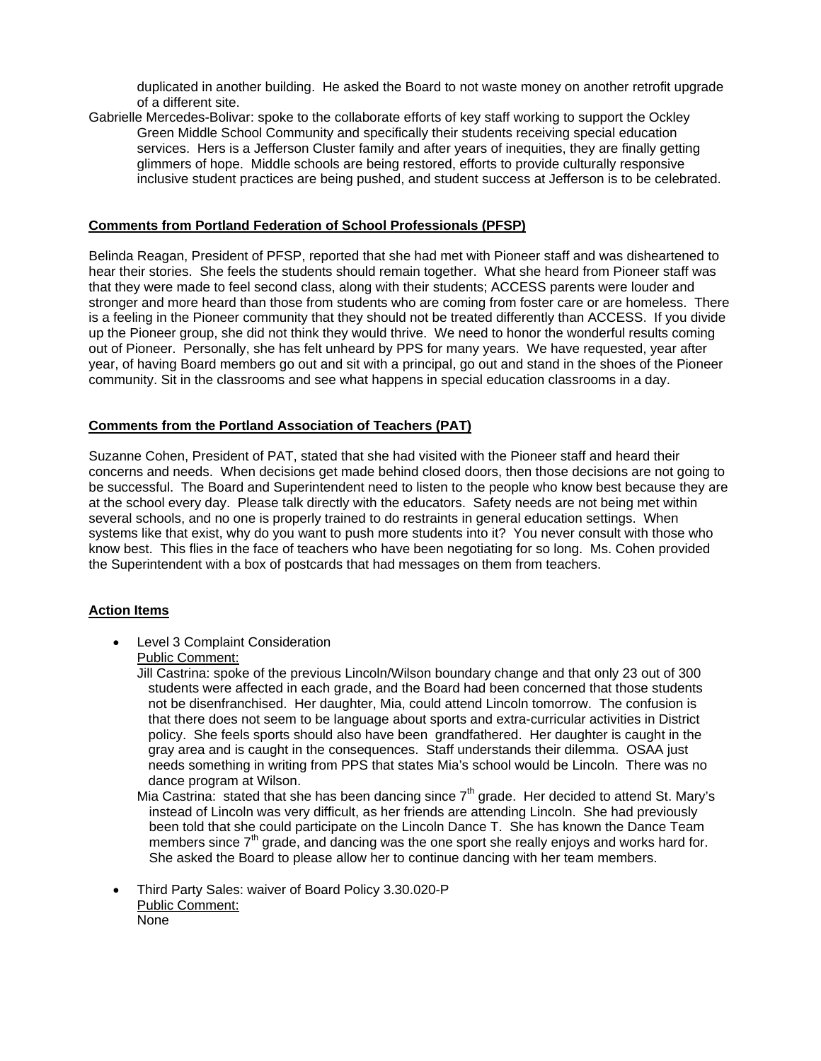duplicated in another building. He asked the Board to not waste money on another retrofit upgrade of a different site.

Gabrielle Mercedes-Bolivar: spoke to the collaborate efforts of key staff working to support the Ockley Green Middle School Community and specifically their students receiving special education services. Hers is a Jefferson Cluster family and after years of inequities, they are finally getting glimmers of hope. Middle schools are being restored, efforts to provide culturally responsive inclusive student practices are being pushed, and student success at Jefferson is to be celebrated.

**Comments from Portland Federation of School Professionals (PFSP)**

Belinda Reagan, President of PFSP, reported that she had met with Pioneer staff and was disheartened to hear their stories. She feels the students should remain together. What she heard from Pioneer staff was that they were made to feel second class, along with their students; ACCESS parents were louder and stronger and more heard than those from students who are coming from foster care or are homeless. There is a feeling in the Pioneer community that they should not be treated differently than ACCESS. If you divide up the Pioneer group, she did not think they would thrive. We need to honor the wonderful results coming out of Pioneer. Personally, she has felt unheard by PPS for many years. We have requested, year after year, of having Board members go out and sit with a principal, go out and stand in the shoes of the Pioneer community. Sit in the classrooms and see what happens in special education classrooms in a day.

**Comments from the Portland Association of Teachers (PAT)**

Suzanne Cohen, President of PAT, stated that she had visited with the Pioneer staff and heard their concerns and needs. When decisions get made behind closed doors, then those decisions are not going to be successful. The Board and Superintendent need to listen to the people who know best because they are at the school every day. Please talk directly with the educators. Safety needs are not being met within several schools, and no one is properly trained to do restraints in general education settings. When systems like that exist, why do you want to push more students into it? You never consult with those who know best. This flies in the face of teachers who have been negotiating for so long. Ms. Cohen provided the Superintendent with a box of postcards that had messages on them from teachers.

**Action Items**

- Level 3 Complaint Consideration
  Public Comment:
  Jill Castrina: spoke of the previous Lincoln/Wilson boundary change and that only 23 out of 300 students were affected in each grade, and the Board had been concerned that those students not be disenfranchised. Her daughter, Mia, could attend Lincoln tomorrow. The confusion is that there does not seem to be language about sports and extra-curricular activities in District policy. She feels sports should also have been grandfathered. Her daughter is caught in the gray area and is caught in the consequences. Staff understands their dilemma. OSAA just needs something in writing from PPS that states Mia's school would be Lincoln. There was no dance program at Wilson.
  Mia Castrina: stated that she has been dancing since 7th grade. Her decided to attend St. Mary's instead of Lincoln was very difficult, as her friends are attending Lincoln. She had previously been told that she could participate on the Lincoln Dance T. She has known the Dance Team members since 7th grade, and dancing was the one sport she really enjoys and works hard for. She asked the Board to please allow her to continue dancing with her team members.

- Third Party Sales: waiver of Board Policy 3.30.020-P
  Public Comment:
  None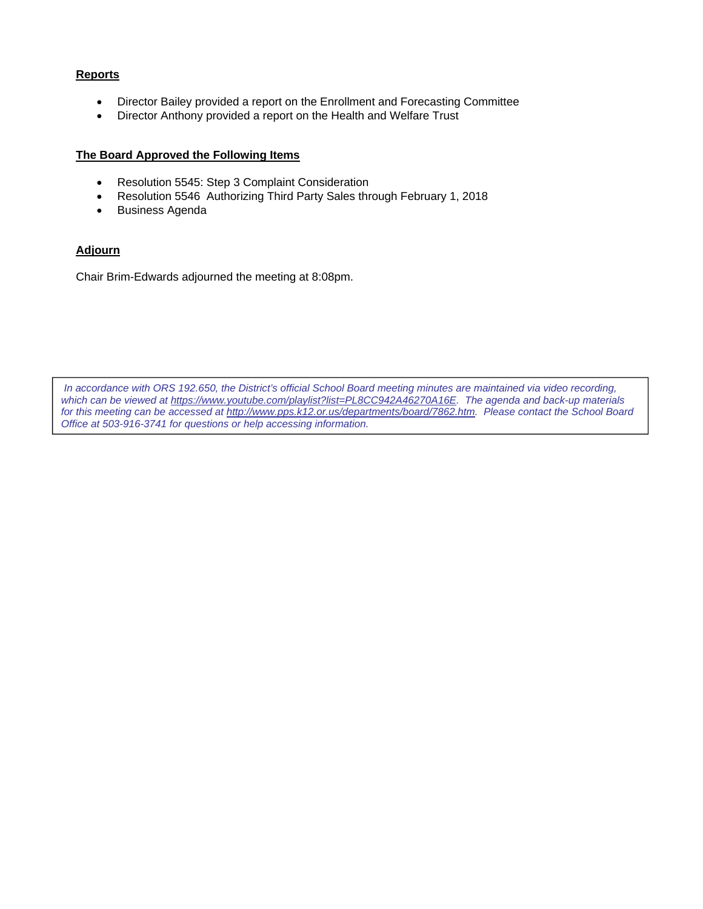**Reports**

- Director Bailey provided a report on the Enrollment and Forecasting Committee
- Director Anthony provided a report on the Health and Welfare Trust

**The Board Approved the Following Items**

- Resolution 5545: Step 3 Complaint Consideration
- Resolution 5546  Authorizing Third Party Sales through February 1, 2018
- Business Agenda

**Adjourn**

Chair Brim-Edwards adjourned the meeting at 8:08pm.

*In accordance with ORS 192.650, the District's official School Board meeting minutes are maintained via video recording, which can be viewed at https://www.youtube.com/playlist?list=PL8CC942A46270A16E. The agenda and back-up materials for this meeting can be accessed at http://www.pps.k12.or.us/departments/board/7862.htm. Please contact the School Board Office at 503-916-3741 for questions or help accessing information.*